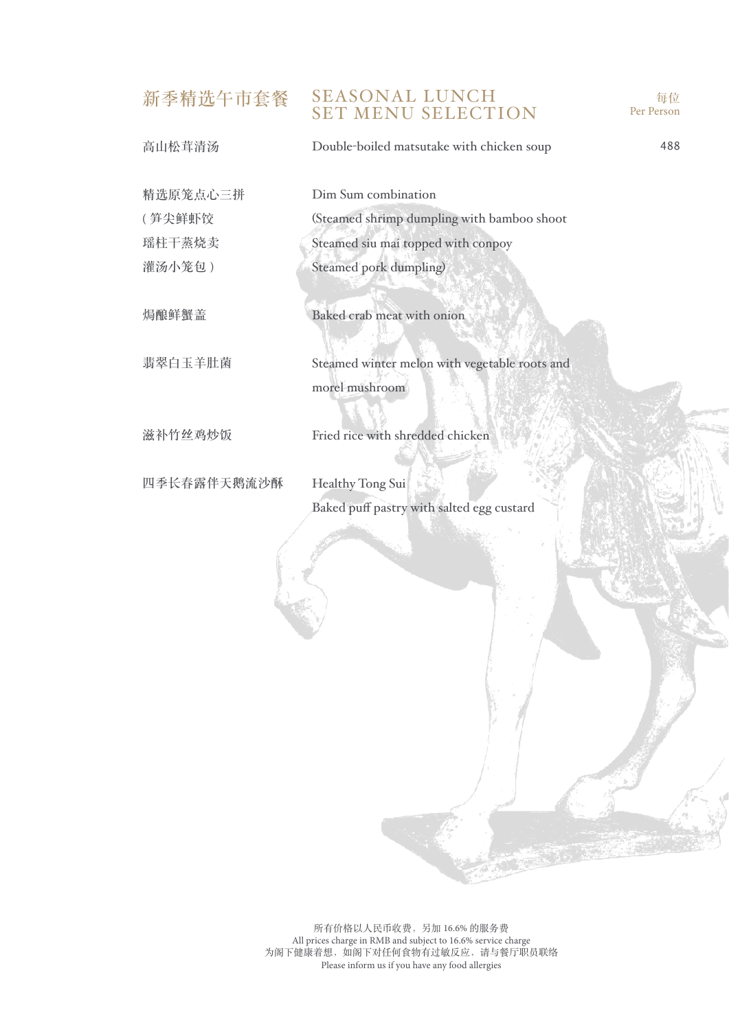# 新季精选午市套餐 SEASONAL LUNCH SET MENU SELECTION

每位
Per Person

| | | |
|---|---|---|
| 高山松茸清汤 | Double-boiled matsutake with chicken soup | 488 |
| 精选原笼点心三拼<br>( 笋尖鲜虾饺<br>瑶柱干蒸烧卖<br>灌汤小笼包 ) | Dim Sum combination<br>(Steamed shrimp dumpling with bamboo shoot<br>Steamed siu mai topped with conpoy<br>Steamed pork dumpling) | |
| 焗酿鲜蟹盖 | Baked crab meat with onion | |
| 翡翠白玉羊肚菌 | Steamed winter melon with vegetable roots and morel mushroom | |
| 滋补竹丝鸡炒饭 | Fried rice with shredded chicken | |
| 四季长春露伴天鹅流沙酥 | Healthy Tong Sui<br>Baked puff pastry with salted egg custard | |

所有价格以人民币收费，另加 16.6% 的服务费
All prices charge in RMB and subject to 16.6% service charge
为阁下健康着想，如阁下对任何食物有过敏反应，请与餐厅职员联络
Please inform us if you have any food allergies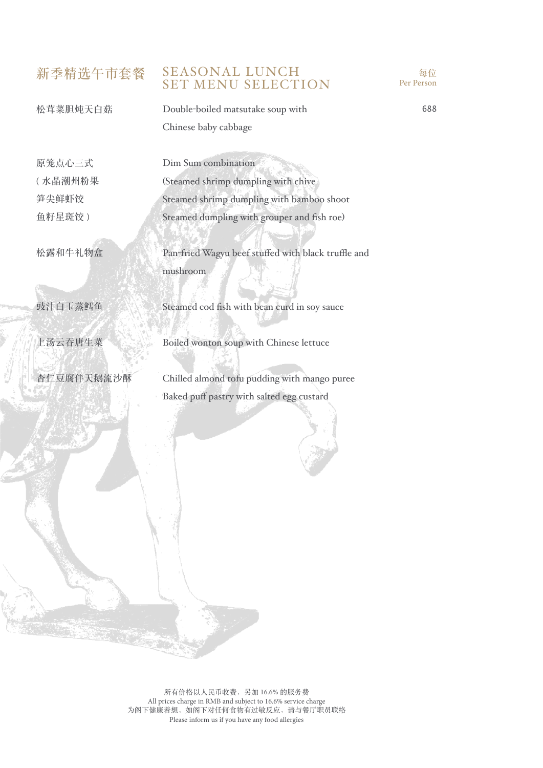## 新季精选午市套餐 SEASONAL LUNCH SET MENU SELECTION

每位 Per Person: 688

松茸菜胆炖天白菇
Double-boiled matsutake soup with Chinese baby cabbage

原笼点心三式
（水晶潮州粉果
笋尖鲜虾饺
鱼籽星斑饺）
Dim Sum combination
(Steamed shrimp dumpling with chive
Steamed shrimp dumpling with bamboo shoot
Steamed dumpling with grouper and fish roe)

松露和牛礼物盒
Pan-fried Wagyu beef stuffed with black truffle and mushroom

豉汁白玉蒸鳕鱼
Steamed cod fish with bean curd in soy sauce

上汤云吞唐生菜
Boiled wonton soup with Chinese lettuce

杏仁豆腐伴天鹅流沙酥
Chilled almond tofu pudding with mango puree
Baked puff pastry with salted egg custard

所有价格以人民币收费，另加 16.6% 的服务费
All prices charge in RMB and subject to 16.6% service charge
为阁下健康着想，如阁下对任何食物有过敏反应，请与餐厅职员联络
Please inform us if you have any food allergies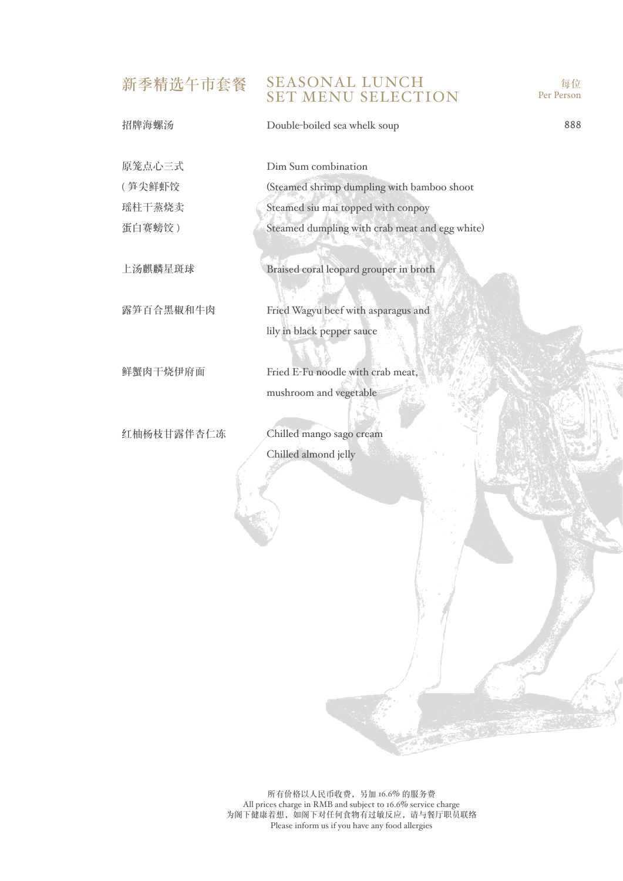## 新季精选午市套餐 SEASONAL LUNCH SET MENU SELECTION

每位
Per Person

| | | |
|---|---|---|
| 招牌海螺汤 | Double-boiled sea whelk soup | 888 |
| 原笼点心三式 | Dim Sum combination | |
| ( 笋尖鲜虾饺 | (Steamed shrimp dumpling with bamboo shoot | |
| 瑶柱干蒸烧卖 | Steamed siu mai topped with conpoy | |
| 蛋白赛螃饺 ) | Steamed dumpling with crab meat and egg white) | |
| 上汤麒麟星斑球 | Braised coral leopard grouper in broth | |
| 露笋百合黑椒和牛肉 | Fried Wagyu beef with asparagus and lily in black pepper sauce | |
| 鲜蟹肉干烧伊府面 | Fried E-Fu noodle with crab meat, mushroom and vegetable | |
| 红柚杨枝甘露伴杏仁冻 | Chilled mango sago cream<br>Chilled almond jelly | |

所有价格以人民币收费，另加 16.6% 的服务费
All prices charge in RMB and subject to 16.6% service charge
为阁下健康着想，如阁下对任何食物有过敏反应，请与餐厅职员联络
Please inform us if you have any food allergies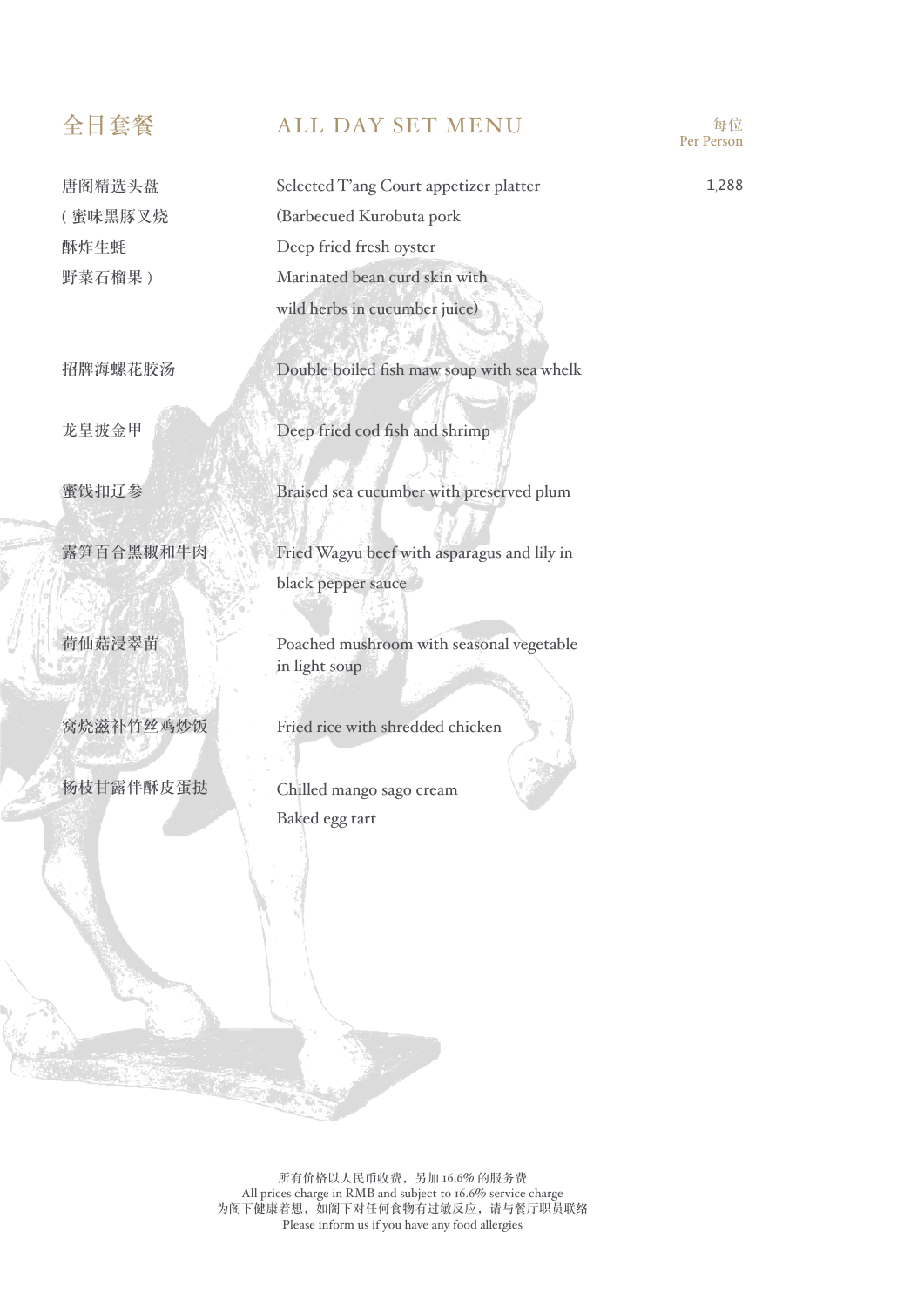## 全日套餐 ALL DAY SET MENU

| | | 每位 Per Person |
|---|---|---|
| 唐阁精选头盘<br>( 蜜味黑豚叉烧<br>酥炸生蚝<br>野菜石榴果 ) | Selected T'ang Court appetizer platter<br>(Barbecued Kurobuta pork<br>Deep fried fresh oyster<br>Marinated bean curd skin with wild herbs in cucumber juice) | 1,288 |
| 招牌海螺花胶汤 | Double-boiled fish maw soup with sea whelk | |
| 龙皇披金甲 | Deep fried cod fish and shrimp | |
| 蜜饯扣辽参 | Braised sea cucumber with preserved plum | |
| 露笋百合黑椒和牛肉 | Fried Wagyu beef with asparagus and lily in black pepper sauce | |
| 荷仙菇浸翠苗 | Poached mushroom with seasonal vegetable in light soup | |
| 窝烧滋补竹丝鸡炒饭 | Fried rice with shredded chicken | |
| 杨枝甘露伴酥皮蛋挞 | Chilled mango sago cream<br>Baked egg tart | |

所有价格以人民币收费，另加 16.6% 的服务费
All prices charge in RMB and subject to 16.6% service charge
为阁下健康着想，如阁下对任何食物有过敏反应，请与餐厅职员联络
Please inform us if you have any food allergies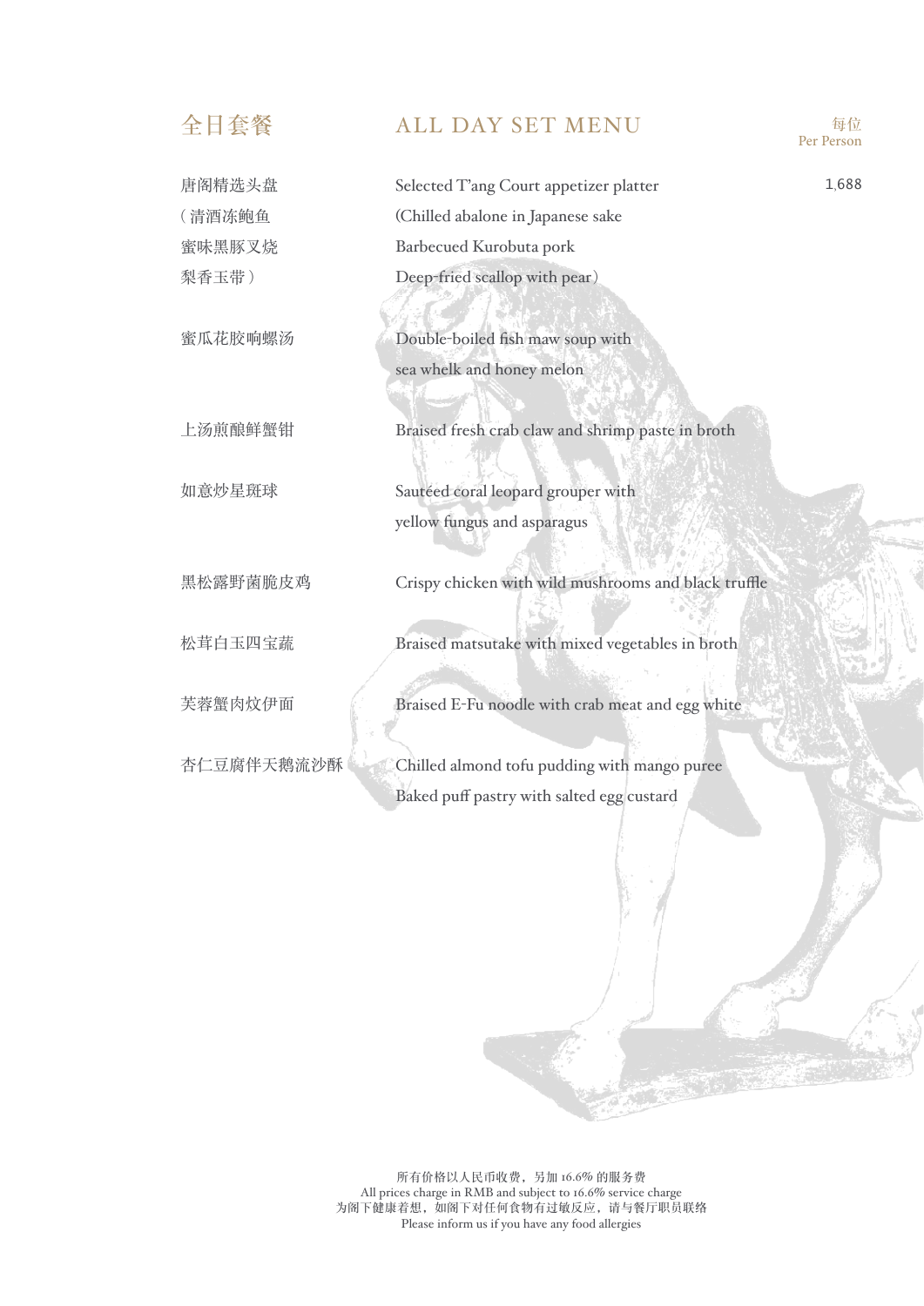## 全日套餐 ALL DAY SET MENU

每位 Per Person: 1,688

唐阁精选头盘
（清酒冻鲍鱼
蜜味黑豚叉烧
梨香玉带）

Selected T'ang Court appetizer platter
(Chilled abalone in Japanese sake
Barbecued Kurobuta pork
Deep-fried scallop with pear)

蜜瓜花胶响螺汤

Double-boiled fish maw soup with sea whelk and honey melon

上汤煎酿鲜蟹钳

Braised fresh crab claw and shrimp paste in broth

如意炒星斑球

Sautéed coral leopard grouper with yellow fungus and asparagus

黑松露野菌脆皮鸡

Crispy chicken with wild mushrooms and black truffle

松茸白玉四宝蔬

Braised matsutake with mixed vegetables in broth

芙蓉蟹肉炆伊面

Braised E-Fu noodle with crab meat and egg white

杏仁豆腐伴天鹅流沙酥

Chilled almond tofu pudding with mango puree
Baked puff pastry with salted egg custard

所有价格以人民币收费，另加 16.6% 的服务费
All prices charge in RMB and subject to 16.6% service charge
为阁下健康着想，如阁下对任何食物有过敏反应，请与餐厅职员联络
Please inform us if you have any food allergies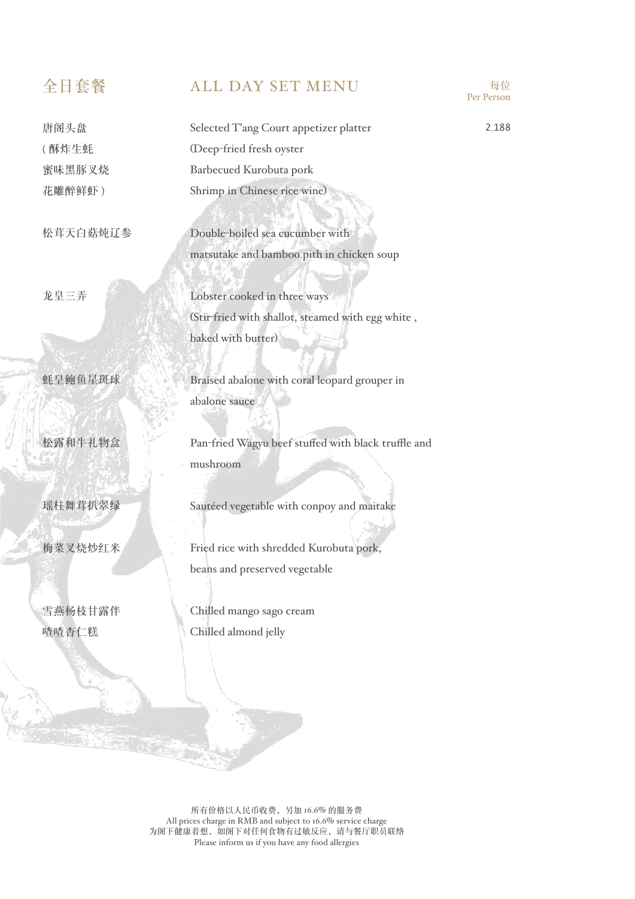## 全日套餐　ALL DAY SET MENU

每位 Per Person: 2,188

唐阁头盘　Selected T'ang Court appetizer platter
( 酥炸生蚝　(Deep-fried fresh oyster
蜜味黑豚叉烧　Barbecued Kurobuta pork
花雕醉鲜虾 )　Shrimp in Chinese rice wine)

松茸天白菇炖辽参　Double-boiled sea cucumber with matsutake and bamboo pith in chicken soup

龙皇三弄　Lobster cooked in three ways (Stir-fried with shallot, steamed with egg white , baked with butter)

蚝皇鲍鱼星斑球　Braised abalone with coral leopard grouper in abalone sauce

松露和牛礼物盒　Pan-fried Wagyu beef stuffed with black truffle and mushroom

瑶柱舞茸扒翠绿　Sautéed vegetable with conpoy and maitake

梅菜叉烧炒红米　Fried rice with shredded Kurobuta pork, beans and preserved vegetable

雪燕杨枝甘露伴　Chilled mango sago cream
喳喳杏仁糕　Chilled almond jelly

所有价格以人民币收费，另加 16.6% 的服务费
All prices charge in RMB and subject to 16.6% service charge
为阁下健康着想，如阁下对任何食物有过敏反应，请与餐厅职员联络
Please inform us if you have any food allergies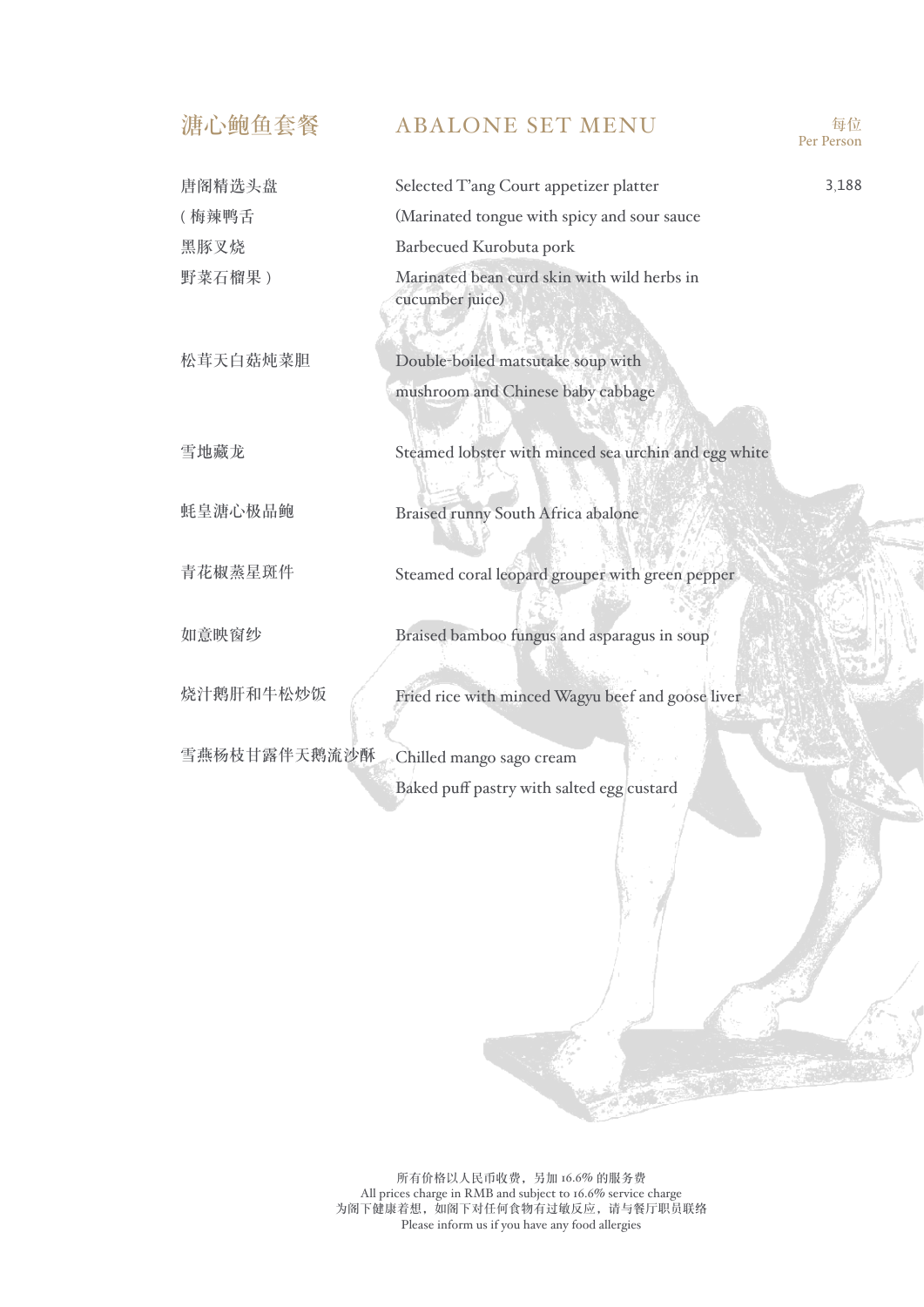## 溏心鲍鱼套餐 ABALONE SET MENU

每位
Per Person

3,188

唐阁精选头盘
(梅辣鸭舌
黑豚叉烧
野菜石榴果)

Selected T'ang Court appetizer platter
(Marinated tongue with spicy and sour sauce
Barbecued Kurobuta pork
Marinated bean curd skin with wild herbs in cucumber juice)

松茸天白菇炖菜胆

Double-boiled matsutake soup with mushroom and Chinese baby cabbage

雪地藏龙

Steamed lobster with minced sea urchin and egg white

蚝皇溏心极品鲍

Braised runny South Africa abalone

青花椒蒸星斑件

Steamed coral leopard grouper with green pepper

如意映窗纱

Braised bamboo fungus and asparagus in soup

烧汁鹅肝和牛松炒饭

Fried rice with minced Wagyu beef and goose liver

雪燕杨枝甘露伴天鹅流沙酥

Chilled mango sago cream
Baked puff pastry with salted egg custard

所有价格以人民币收费，另加 16.6% 的服务费
All prices charge in RMB and subject to 16.6% service charge
为阁下健康着想，如阁下对任何食物有过敏反应，请与餐厅职员联络
Please inform us if you have any food allergies